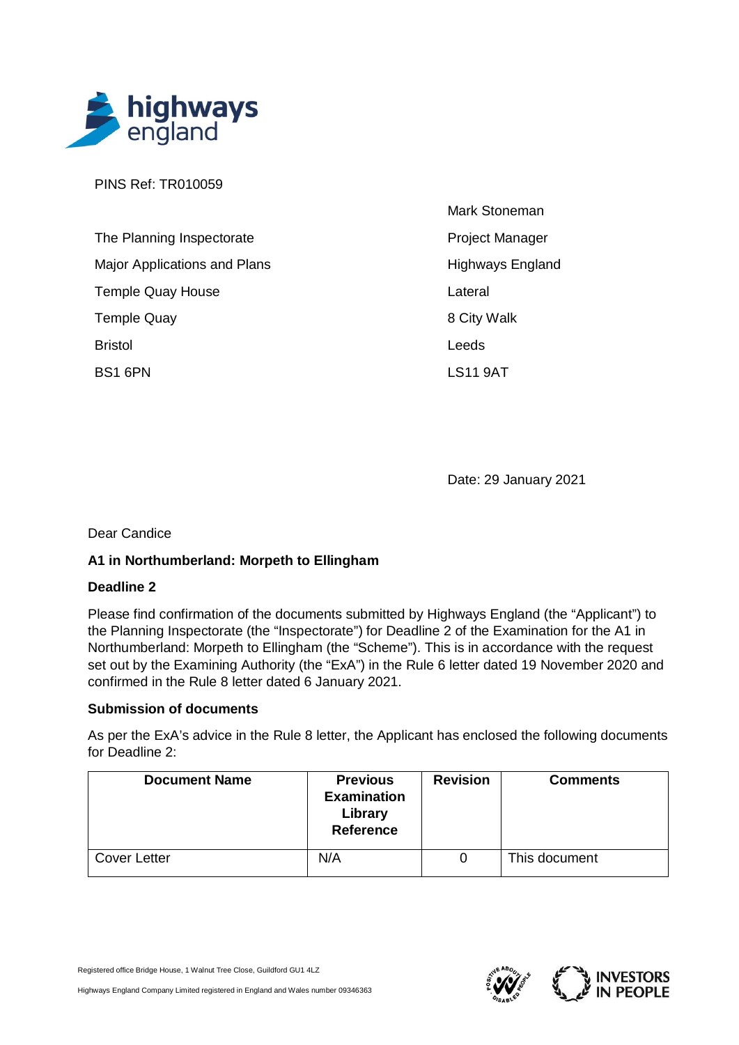PINS Ref: TR010059

Mark Stoneman
Project Manager
Highways England
Lateral
8 City Walk
Leeds
LS11 9AT

The Planning Inspectorate
Major Applications and Plans
Temple Quay House
Temple Quay
Bristol
BS1 6PN

Date: 29 January 2021

Dear Candice

**A1 in Northumberland: Morpeth to Ellingham**

**Deadline 2**

Please find confirmation of the documents submitted by Highways England (the "Applicant") to the Planning Inspectorate (the "Inspectorate") for Deadline 2 of the Examination for the A1 in Northumberland: Morpeth to Ellingham (the "Scheme"). This is in accordance with the request set out by the Examining Authority (the "ExA") in the Rule 6 letter dated 19 November 2020 and confirmed in the Rule 8 letter dated 6 January 2021.

**Submission of documents**

As per the ExA's advice in the Rule 8 letter, the Applicant has enclosed the following documents for Deadline 2:

| Document Name | Previous Examination Library Reference | Revision | Comments |
|---|---|---|---|
| Cover Letter | N/A | 0 | This document |

Registered office Bridge House, 1 Walnut Tree Close, Guildford GU1 4LZ

Highways England Company Limited registered in England and Wales number 09346363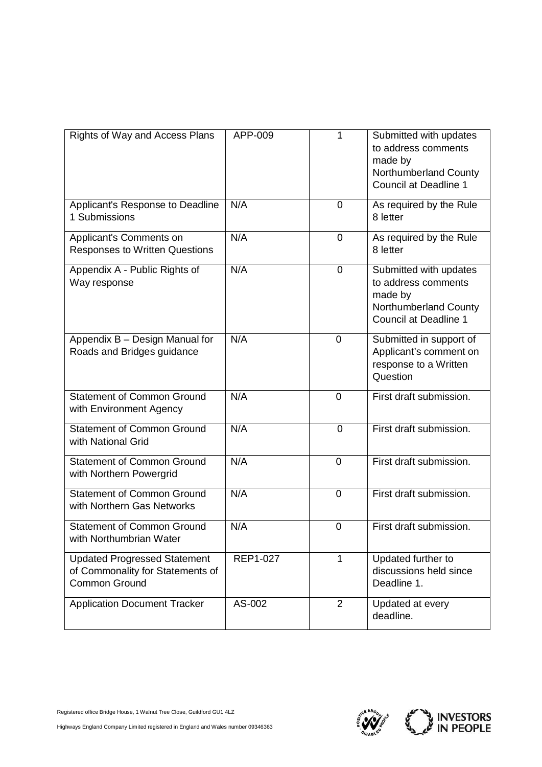| Rights of Way and Access Plans | APP-009 | 1 | Submitted with updates to address comments made by Northumberland County Council at Deadline 1 |
|---|---|---|---|
| Applicant's Response to Deadline 1 Submissions | N/A | 0 | As required by the Rule 8 letter |
| Applicant's Comments on Responses to Written Questions | N/A | 0 | As required by the Rule 8 letter |
| Appendix A - Public Rights of Way response | N/A | 0 | Submitted with updates to address comments made by Northumberland County Council at Deadline 1 |
| Appendix B – Design Manual for Roads and Bridges guidance | N/A | 0 | Submitted in support of Applicant's comment on response to a Written Question |
| Statement of Common Ground with Environment Agency | N/A | 0 | First draft submission. |
| Statement of Common Ground with National Grid | N/A | 0 | First draft submission. |
| Statement of Common Ground with Northern Powergrid | N/A | 0 | First draft submission. |
| Statement of Common Ground with Northern Gas Networks | N/A | 0 | First draft submission. |
| Statement of Common Ground with Northumbrian Water | N/A | 0 | First draft submission. |
| Updated Progressed Statement of Commonality for Statements of Common Ground | REP1-027 | 1 | Updated further to discussions held since Deadline 1. |
| Application Document Tracker | AS-002 | 2 | Updated at every deadline. |

Registered office Bridge House, 1 Walnut Tree Close, Guildford GU1 4LZ

Highways England Company Limited registered in England and Wales number 09346363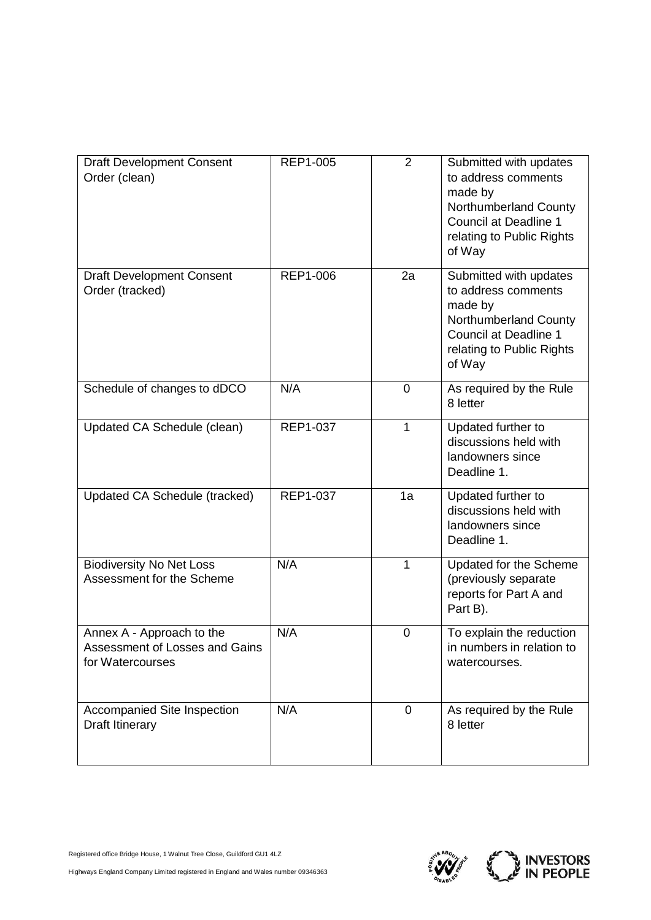| Draft Development Consent Order (clean) | REP1-005 | 2 | Submitted with updates to address comments made by Northumberland County Council at Deadline 1 relating to Public Rights of Way |
|---|---|---|---|
| Draft Development Consent Order (tracked) | REP1-006 | 2a | Submitted with updates to address comments made by Northumberland County Council at Deadline 1 relating to Public Rights of Way |
| Schedule of changes to dDCO | N/A | 0 | As required by the Rule 8 letter |
| Updated CA Schedule (clean) | REP1-037 | 1 | Updated further to discussions held with landowners since Deadline 1. |
| Updated CA Schedule (tracked) | REP1-037 | 1a | Updated further to discussions held with landowners since Deadline 1. |
| Biodiversity No Net Loss Assessment for the Scheme | N/A | 1 | Updated for the Scheme (previously separate reports for Part A and Part B). |
| Annex A - Approach to the Assessment of Losses and Gains for Watercourses | N/A | 0 | To explain the reduction in numbers in relation to watercourses. |
| Accompanied Site Inspection Draft Itinerary | N/A | 0 | As required by the Rule 8 letter |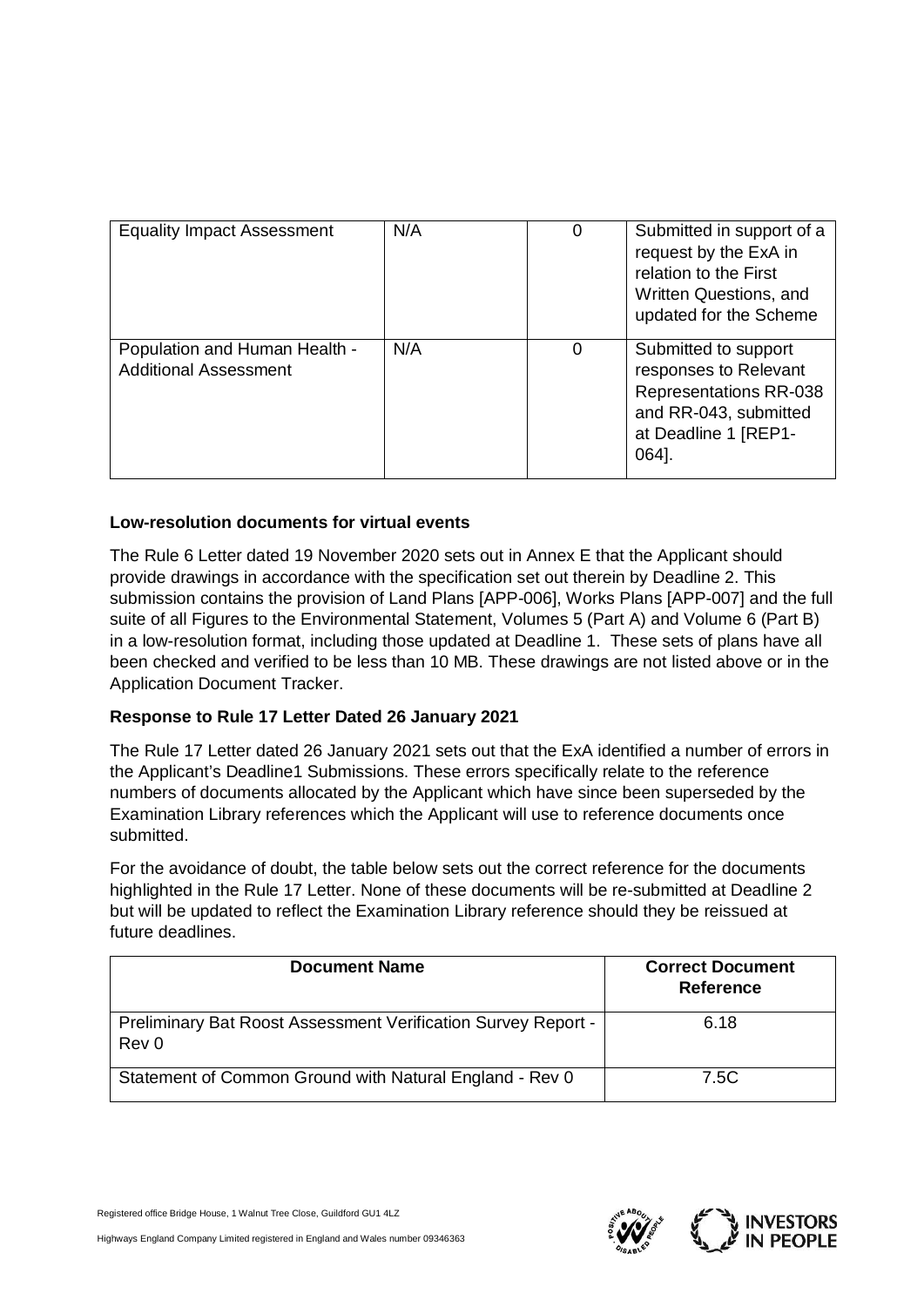| Equality Impact Assessment | N/A | 0 | Submitted in support of a request by the ExA in relation to the First Written Questions, and updated for the Scheme |
|---|---|---|---|
| Population and Human Health - Additional Assessment | N/A | 0 | Submitted to support responses to Relevant Representations RR-038 and RR-043, submitted at Deadline 1 [REP1-064]. |

**Low-resolution documents for virtual events**

The Rule 6 Letter dated 19 November 2020 sets out in Annex E that the Applicant should provide drawings in accordance with the specification set out therein by Deadline 2. This submission contains the provision of Land Plans [APP-006], Works Plans [APP-007] and the full suite of all Figures to the Environmental Statement, Volumes 5 (Part A) and Volume 6 (Part B) in a low-resolution format, including those updated at Deadline 1. These sets of plans have all been checked and verified to be less than 10 MB. These drawings are not listed above or in the Application Document Tracker.

**Response to Rule 17 Letter Dated 26 January 2021**

The Rule 17 Letter dated 26 January 2021 sets out that the ExA identified a number of errors in the Applicant's Deadline1 Submissions. These errors specifically relate to the reference numbers of documents allocated by the Applicant which have since been superseded by the Examination Library references which the Applicant will use to reference documents once submitted.

For the avoidance of doubt, the table below sets out the correct reference for the documents highlighted in the Rule 17 Letter. None of these documents will be re-submitted at Deadline 2 but will be updated to reflect the Examination Library reference should they be reissued at future deadlines.

| Document Name | Correct Document Reference |
|---|---|
| Preliminary Bat Roost Assessment Verification Survey Report - Rev 0 | 6.18 |
| Statement of Common Ground with Natural England - Rev 0 | 7.5C |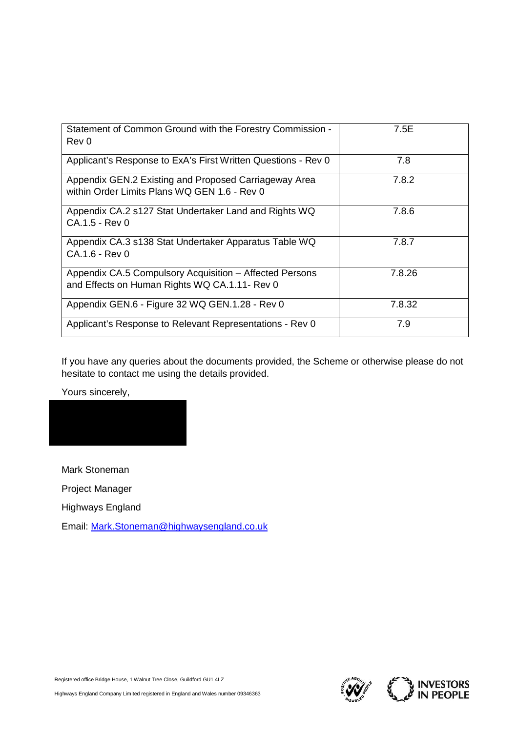| | |
|---|---|
| Statement of Common Ground with the Forestry Commission - Rev 0 | 7.5E |
| Applicant's Response to ExA's First Written Questions - Rev 0 | 7.8 |
| Appendix GEN.2 Existing and Proposed Carriageway Area within Order Limits Plans WQ GEN 1.6 - Rev 0 | 7.8.2 |
| Appendix CA.2 s127 Stat Undertaker Land and Rights WQ CA.1.5 - Rev 0 | 7.8.6 |
| Appendix CA.3 s138 Stat Undertaker Apparatus Table WQ CA.1.6 - Rev 0 | 7.8.7 |
| Appendix CA.5 Compulsory Acquisition – Affected Persons and Effects on Human Rights WQ CA.1.11- Rev 0 | 7.8.26 |
| Appendix GEN.6 - Figure 32 WQ GEN.1.28 - Rev 0 | 7.8.32 |
| Applicant's Response to Relevant Representations - Rev 0 | 7.9 |

If you have any queries about the documents provided, the Scheme or otherwise please do not hesitate to contact me using the details provided.

Yours sincerely,

Mark Stoneman

Project Manager

Highways England

Email: Mark.Stoneman@highwaysengland.co.uk

Registered office Bridge House, 1 Walnut Tree Close, Guildford GU1 4LZ

Highways England Company Limited registered in England and Wales number 09346363